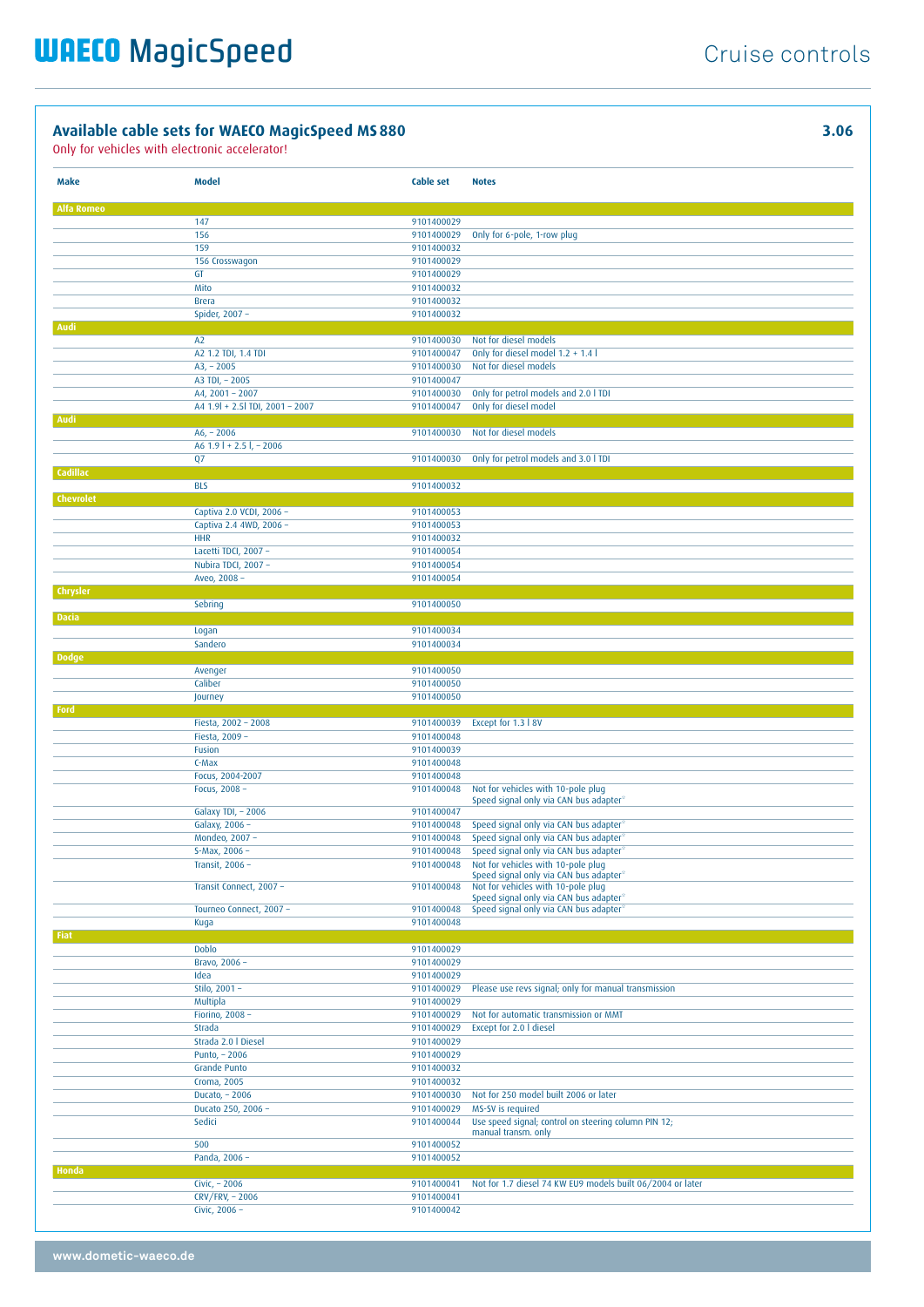# WAECO MagicSpeed

Cruise controls

## Available cable sets for WAECO MagicSpeed MS 880

**3.06**

Only for vehicles with electronic accelerator!

| Make | Model | Cable set | Notes |
|---|---|---|---|
| **Alfa Romeo** | | | |
| | 147 | 9101400029 | |
| | 156 | 9101400029 | Only for 6-pole, 1-row plug |
| | 159 | 9101400032 | |
| | 156 Crosswagon | 9101400029 | |
| | GT | 9101400029 | |
| | Mito | 9101400032 | |
| | Brera | 9101400032 | |
| | Spider, 2007 – | 9101400032 | |
| **Audi** | | | |
| | A2 | 9101400030 | Not for diesel models |
| | A2 1.2 TDI, 1.4 TDI | 9101400047 | Only for diesel model 1.2 + 1.4 l |
| | A3, – 2005 | 9101400030 | Not for diesel models |
| | A3 TDI, – 2005 | 9101400047 | |
| | A4, 2001 – 2007 | 9101400030 | Only for petrol models and 2.0 l TDI |
| | A4 1.9l + 2.5l TDI, 2001 – 2007 | 9101400047 | Only for diesel model |
| **Audi** | | | |
| | A6, – 2006 | 9101400030 | Not for diesel models |
| | A6 1.9 l + 2.5 l, – 2006 | | |
| | Q7 | 9101400030 | Only for petrol models and 3.0 l TDI |
| **Cadillac** | | | |
| | BLS | 9101400032 | |
| **Chevrolet** | | | |
| | Captiva 2.0 VCDI, 2006 – | 9101400053 | |
| | Captiva 2.4 4WD, 2006 – | 9101400053 | |
| | HHR | 9101400032 | |
| | Lacetti TDCI, 2007 – | 9101400054 | |
| | Nubira TDCI, 2007 – | 9101400054 | |
| | Aveo, 2008 – | 9101400054 | |
| **Chrysler** | | | |
| | Sebring | 9101400050 | |
| **Dacia** | | | |
| | Logan | 9101400034 | |
| | Sandero | 9101400034 | |
| **Dodge** | | | |
| | Avenger | 9101400050 | |
| | Caliber | 9101400050 | |
| | Journey | 9101400050 | |
| **Ford** | | | |
| | Fiesta, 2002 – 2008 | 9101400039 | Except for 1.3 l 8V |
| | Fiesta, 2009 – | 9101400048 | |
| | Fusion | 9101400039 | |
| | C-Max | 9101400048 | |
| | Focus, 2004-2007 | 9101400048 | |
| | Focus, 2008 – | 9101400048 | Not for vehicles with 10-pole plug<br>Speed signal only via CAN bus adapter* |
| | Galaxy TDI, – 2006 | 9101400047 | |
| | Galaxy, 2006 – | 9101400048 | Speed signal only via CAN bus adapter* |
| | Mondeo, 2007 – | 9101400048 | Speed signal only via CAN bus adapter* |
| | S-Max, 2006 – | 9101400048 | Speed signal only via CAN bus adapter* |
| | Transit, 2006 – | 9101400048 | Not for vehicles with 10-pole plug<br>Speed signal only via CAN bus adapter* |
| | Transit Connect, 2007 – | 9101400048 | Not for vehicles with 10-pole plug<br>Speed signal only via CAN bus adapter* |
| | Tourneo Connect, 2007 – | 9101400048 | Speed signal only via CAN bus adapter* |
| | Kuga | 9101400048 | |
| **Fiat** | | | |
| | Doblo | 9101400029 | |
| | Bravo, 2006 – | 9101400029 | |
| | Idea | 9101400029 | |
| | Stilo, 2001 – | 9101400029 | Please use revs signal; only for manual transmission |
| | Multipla | 9101400029 | |
| | Fiorino, 2008 – | 9101400029 | Not for automatic transmission or MMT |
| | Strada | 9101400029 | Except for 2.0 l diesel |
| | Strada 2.0 l Diesel | 9101400029 | |
| | Punto, – 2006 | 9101400029 | |
| | Grande Punto | 9101400032 | |
| | Croma, 2005 | 9101400032 | |
| | Ducato, – 2006 | 9101400030 | Not for 250 model built 2006 or later |
| | Ducato 250, 2006 – | 9101400029 | MS-SV is required |
| | Sedici | 9101400044 | Use speed signal; control on steering column PIN 12; manual transm. only |
| | 500 | 9101400052 | |
| | Panda, 2006 – | 9101400052 | |
| **Honda** | | | |
| | Civic, – 2006 | 9101400041 | Not for 1.7 diesel 74 KW EU9 models built 06/2004 or later |
| | CRV/FRV, – 2006 | 9101400041 | |
| | Civic, 2006 – | 9101400042 | |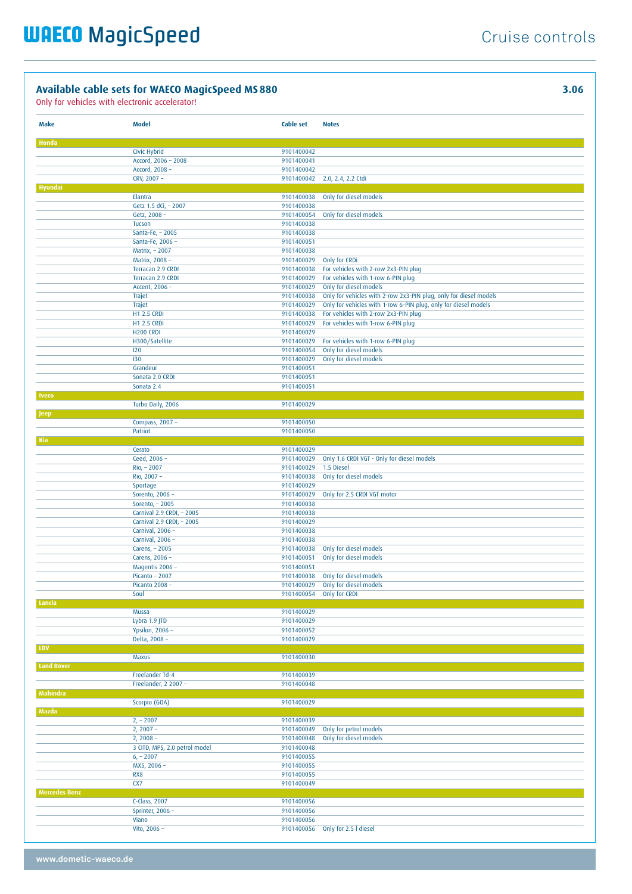## Available cable sets for WAECO MagicSpeed MS 880

**3.06**

Only for vehicles with electronic accelerator!

| Make | Model | Cable set | Notes |
|---|---|---|---|
| **Honda** | | | |
| | Civic Hybrid | 9101400042 | |
| | Accord, 2006 – 2008 | 9101400041 | |
| | Accord, 2008 – | 9101400042 | |
| | CRV, 2007 – | 9101400042 | 2.0, 2.4, 2.2 Ctdi |
| **Hyundai** | | | |
| | Elantra | 9101400038 | Only for diesel models |
| | Getz 1.5 dCi, – 2007 | 9101400038 | |
| | Getz, 2008 – | 9101400054 | Only for diesel models |
| | Tucson | 9101400038 | |
| | Santa-Fe, – 2005 | 9101400038 | |
| | Santa-Fe, 2006 – | 9101400051 | |
| | Matrix, – 2007 | 9101400038 | |
| | Matrix, 2008 – | 9101400029 | Only for CRDi |
| | Terracan 2.9 CRDI | 9101400038 | For vehicles with 2-row 2x3-PIN plug |
| | Terracan 2.9 CRDI | 9101400029 | For vehicles with 1-row 6-PIN plug |
| | Accent, 2006 – | 9101400029 | Only for diesel models |
| | Trajet | 9101400038 | Only for vehicles with 2-row 2x3-PIN plug, only for diesel models |
| | Trajet | 9101400029 | Only for vehicles with 1-row 6-PIN plug, only for diesel models |
| | H1 2.5 CRDI | 9101400038 | For vehicles with 2-row 2x3-PIN plug |
| | H1 2.5 CRDI | 9101400029 | For vehicles with 1-row 6-PIN plug |
| | H200 CRDI | 9101400029 | |
| | H300/Satellite | 9101400029 | For vehicles with 1-row 6-PIN plug |
| | I20 | 9101400054 | Only for diesel models |
| | I30 | 9101400029 | Only for diesel models |
| | Grandeur | 9101400051 | |
| | Sonata 2.0 CRDI | 9101400051 | |
| | Sonata 2.4 | 9101400051 | |
| **Iveco** | | | |
| | Turbo Daily, 2006 | 9101400029 | |
| **Jeep** | | | |
| | Compass, 2007 – | 9101400050 | |
| | Patriot | 9101400050 | |
| **Kia** | | | |
| | Cerato | 9101400029 | |
| | Ceed, 2006 – | 9101400029 | Only 1.6 CRDI VGT - Only for diesel models |
| | Rio, – 2007 | 9101400029 | 1.5 Diesel |
| | Rio, 2007 – | 9101400038 | Only for diesel models |
| | Sportage | 9101400029 | |
| | Sorento, 2006 – | 9101400029 | Only for 2.5 CRDI VGT motor |
| | Sorento, – 2005 | 9101400038 | |
| | Carnival 2.9 CRDI, – 2005 | 9101400038 | |
| | Carnival 2.9 CRDI, – 2005 | 9101400029 | |
| | Carnival, 2006 – | 9101400038 | |
| | Carnival, 2006 – | 9101400038 | |
| | Carens, – 2005 | 9101400038 | Only for diesel models |
| | Carens, 2006 – | 9101400051 | Only for diesel models |
| | Magentis 2006 – | 9101400051 | |
| | Picanto – 2007 | 9101400038 | Only for diesel models |
| | Picanto 2008 – | 9101400029 | Only for diesel models |
| | Soul | 9101400054 | Only for CRDI |
| **Lancia** | | | |
| | Mussa | 9101400029 | |
| | Lybra 1.9 JTD | 9101400029 | |
| | Ypsilon, 2006 – | 9101400052 | |
| | Delta, 2008 – | 9101400029 | |
| **LDV** | | | |
| | Maxus | 9101400030 | |
| **Land Rover** | | | |
| | Freelander Td-4 | 9101400039 | |
| | Freelander, 2 2007 – | 9101400048 | |
| **Mahindra** | | | |
| | Scorpio (GOA) | 9101400029 | |
| **Mazda** | | | |
| | 2, – 2007 | 9101400039 | |
| | 2, 2007 – | 9101400049 | Only for petrol models |
| | 2, 2008 – | 9101400048 | Only for diesel models |
| | 3 CITD, MPS, 2.0 petrol model | 9101400048 | |
| | 6, – 2007 | 9101400055 | |
| | MX5, 2006 – | 9101400055 | |
| | RX8 | 9101400055 | |
| | CX7 | 9101400049 | |
| **Mercedes Benz** | | | |
| | C-Class, 2007 | 9101400056 | |
| | Sprinter, 2006 – | 9101400056 | |
| | Viano | 9101400056 | |
| | Vito, 2006 – | 9101400056 | Only for 2.5 l diesel |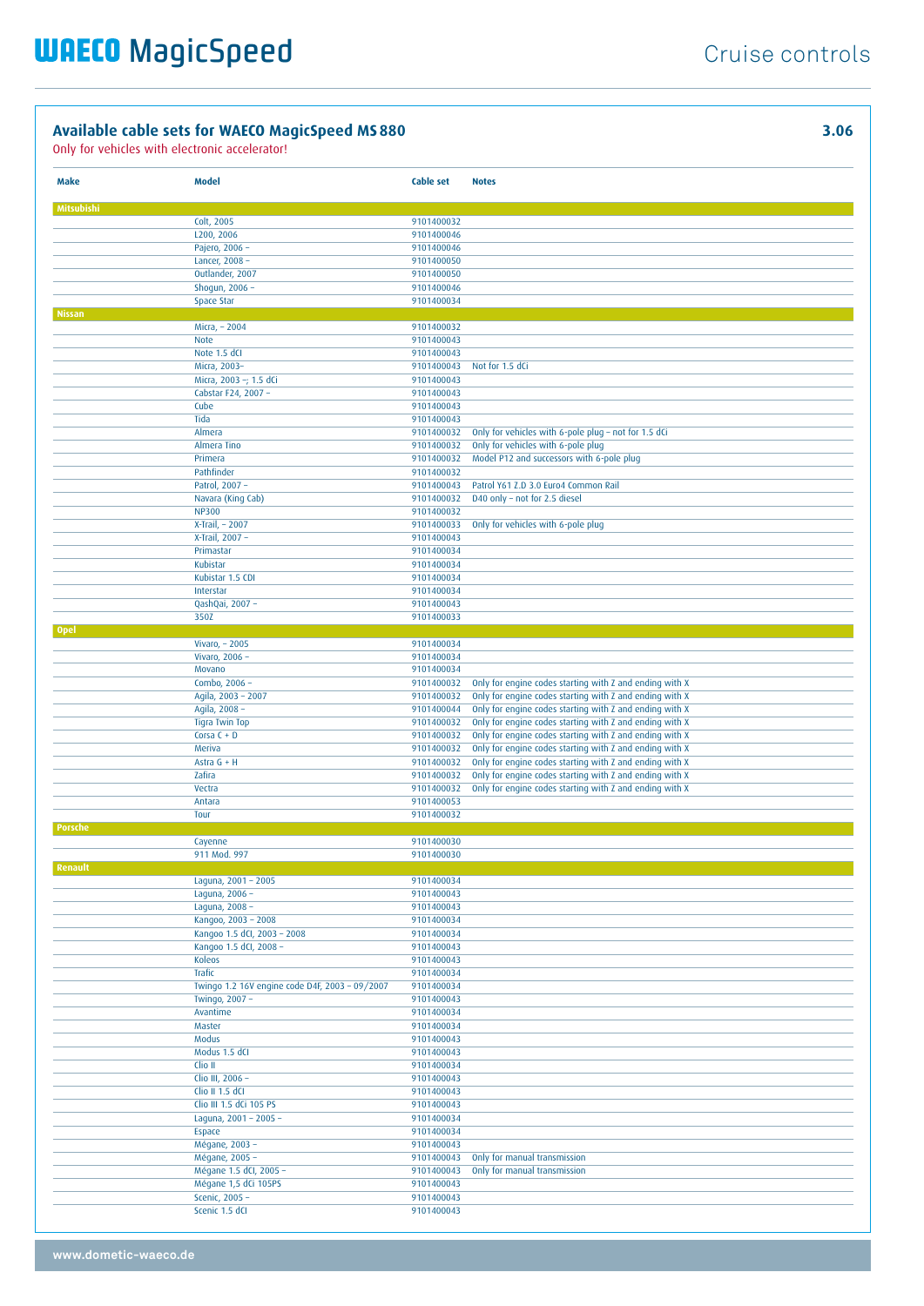## Available cable sets for WAECO MagicSpeed MS 880

**3.06**

Only for vehicles with electronic accelerator!

| Make | Model | Cable set | Notes |
|---|---|---|---|
| **Mitsubishi** | | | |
| | Colt, 2005 | 9101400032 | |
| | L200, 2006 | 9101400046 | |
| | Pajero, 2006 – | 9101400046 | |
| | Lancer, 2008 – | 9101400050 | |
| | Outlander, 2007 | 9101400050 | |
| | Shogun, 2006 – | 9101400046 | |
| | Space Star | 9101400034 | |
| **Nissan** | | | |
| | Micra, – 2004 | 9101400032 | |
| | Note | 9101400043 | |
| | Note 1.5 dCI | 9101400043 | |
| | Micra, 2003– | 9101400043 | Not for 1.5 dCi |
| | Micra, 2003 –; 1.5 dCi | 9101400043 | |
| | Cabstar F24, 2007 – | 9101400043 | |
| | Cube | 9101400043 | |
| | Tiida | 9101400043 | |
| | Almera | 9101400032 | Only for vehicles with 6-pole plug – not for 1.5 dCi |
| | Almera Tino | 9101400032 | Only for vehicles with 6-pole plug |
| | Primera | 9101400032 | Model P12 and successors with 6-pole plug |
| | Pathfinder | 9101400032 | |
| | Patrol, 2007 – | 9101400043 | Patrol Y61 Z.D 3.0 Euro4 Common Rail |
| | Navara (King Cab) | 9101400032 | D40 only – not for 2.5 diesel |
| | NP300 | 9101400032 | |
| | X-Trail, – 2007 | 9101400033 | Only for vehicles with 6-pole plug |
| | X-Trail, 2007 – | 9101400043 | |
| | Primastar | 9101400034 | |
| | Kubistar | 9101400034 | |
| | Kubistar 1.5 CDI | 9101400034 | |
| | Interstar | 9101400034 | |
| | QashQai, 2007 – | 9101400043 | |
| | 350Z | 9101400033 | |
| **Opel** | | | |
| | Vivaro, – 2005 | 9101400034 | |
| | Vivaro, 2006 – | 9101400034 | |
| | Movano | 9101400034 | |
| | Combo, 2006 – | 9101400032 | Only for engine codes starting with Z and ending with X |
| | Agila, 2003 – 2007 | 9101400032 | Only for engine codes starting with Z and ending with X |
| | Agila, 2008 – | 9101400044 | Only for engine codes starting with Z and ending with X |
| | Tigra Twin Top | 9101400032 | Only for engine codes starting with Z and ending with X |
| | Corsa C + D | 9101400032 | Only for engine codes starting with Z and ending with X |
| | Meriva | 9101400032 | Only for engine codes starting with Z and ending with X |
| | Astra G + H | 9101400032 | Only for engine codes starting with Z and ending with X |
| | Zafira | 9101400032 | Only for engine codes starting with Z and ending with X |
| | Vectra | 9101400032 | Only for engine codes starting with Z and ending with X |
| | Antara | 9101400053 | |
| | Tour | 9101400032 | |
| **Porsche** | | | |
| | Cayenne | 9101400030 | |
| | 911 Mod. 997 | 9101400030 | |
| **Renault** | | | |
| | Laguna, 2001 – 2005 | 9101400034 | |
| | Laguna, 2006 – | 9101400043 | |
| | Laguna, 2008 – | 9101400043 | |
| | Kangoo, 2003 – 2008 | 9101400034 | |
| | Kangoo 1.5 dCI, 2003 – 2008 | 9101400034 | |
| | Kangoo 1.5 dCI, 2008 – | 9101400043 | |
| | Koleos | 9101400043 | |
| | Trafic | 9101400034 | |
| | Twingo 1.2 16V engine code D4F, 2003 – 09/2007 | 9101400034 | |
| | Twingo, 2007 – | 9101400043 | |
| | Avantime | 9101400034 | |
| | Master | 9101400034 | |
| | Modus | 9101400043 | |
| | Modus 1.5 dCI | 9101400043 | |
| | Clio II | 9101400034 | |
| | Clio III, 2006 – | 9101400043 | |
| | Clio II 1.5 dCI | 9101400043 | |
| | Clio III 1.5 dCi 105 PS | 9101400043 | |
| | Laguna, 2001 – 2005 – | 9101400034 | |
| | Espace | 9101400034 | |
| | Mégane, 2003 – | 9101400043 | |
| | Mégane, 2005 – | 9101400043 | Only for manual transmission |
| | Mégane 1.5 dCI, 2005 – | 9101400043 | Only for manual transmission |
| | Mégane 1,5 dCi 105PS | 9101400043 | |
| | Scenic, 2005 – | 9101400043 | |
| | Scenic 1.5 dCI | 9101400043 | |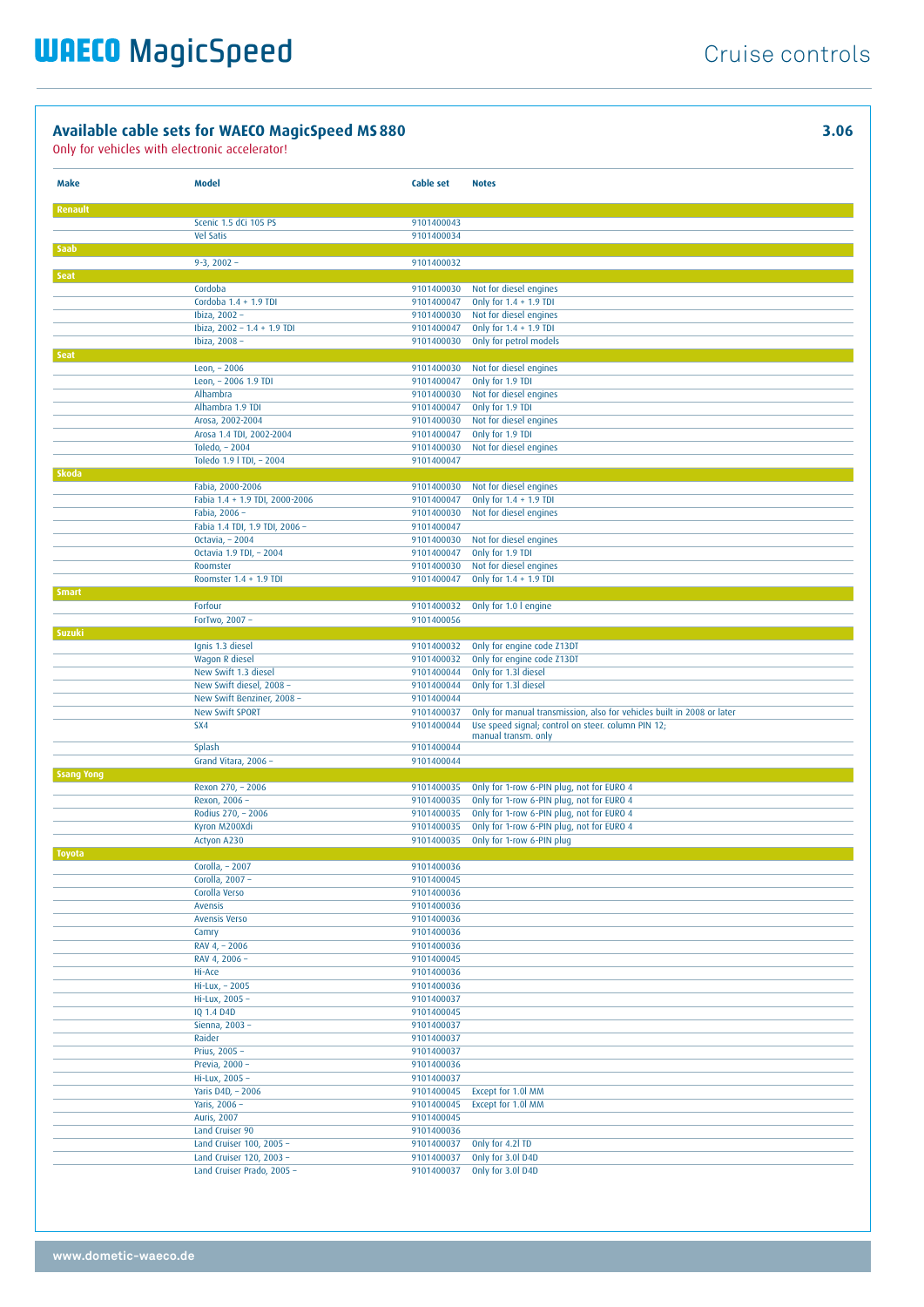## Available cable sets for WAECO MagicSpeed MS 880

**3.06**

Only for vehicles with electronic accelerator!

| Make | Model | Cable set | Notes |
|---|---|---|---|
| **Renault** | | | |
| | Scenic 1.5 dCi 105 PS | 9101400043 | |
| | Vel Satis | 9101400034 | |
| **Saab** | | | |
| | 9-3, 2002 – | 9101400032 | |
| **Seat** | | | |
| | Cordoba | 9101400030 | Not for diesel engines |
| | Cordoba 1.4 + 1.9 TDI | 9101400047 | Only for 1.4 + 1.9 TDI |
| | Ibiza, 2002 – | 9101400030 | Not for diesel engines |
| | Ibiza, 2002 – 1.4 + 1.9 TDI | 9101400047 | Only for 1.4 + 1.9 TDI |
| | Ibiza, 2008 – | 9101400030 | Only for petrol models |
| **Seat** | | | |
| | Leon, – 2006 | 9101400030 | Not for diesel engines |
| | Leon, – 2006 1.9 TDI | 9101400047 | Only for 1.9 TDI |
| | Alhambra | 9101400030 | Not for diesel engines |
| | Alhambra 1.9 TDI | 9101400047 | Only for 1.9 TDI |
| | Arosa, 2002-2004 | 9101400030 | Not for diesel engines |
| | Arosa 1.4 TDI, 2002-2004 | 9101400047 | Only for 1.9 TDI |
| | Toledo, – 2004 | 9101400030 | Not for diesel engines |
| | Toledo 1.9 l TDI, – 2004 | 9101400047 | |
| **Skoda** | | | |
| | Fabia, 2000-2006 | 9101400030 | Not for diesel engines |
| | Fabia 1.4 + 1.9 TDI, 2000-2006 | 9101400047 | Only for 1.4 + 1.9 TDI |
| | Fabia, 2006 – | 9101400030 | Not for diesel engines |
| | Fabia 1.4 TDI, 1.9 TDI, 2006 – | 9101400047 | |
| | Octavia, – 2004 | 9101400030 | Not for diesel engines |
| | Octavia 1.9 TDI, – 2004 | 9101400047 | Only for 1.9 TDI |
| | Roomster | 9101400030 | Not for diesel engines |
| | Roomster 1.4 + 1.9 TDI | 9101400047 | Only for 1.4 + 1.9 TDI |
| **Smart** | | | |
| | Forfour | 9101400032 | Only for 1.0 l engine |
| | ForTwo, 2007 – | 9101400056 | |
| **Suzuki** | | | |
| | Ignis 1.3 diesel | 9101400032 | Only for engine code Z13DT |
| | Wagon R diesel | 9101400032 | Only for engine code Z13DT |
| | New Swift 1.3 diesel | 9101400044 | Only for 1.3l diesel |
| | New Swift diesel, 2008 – | 9101400044 | Only for 1.3l diesel |
| | New Swift Benziner, 2008 – | 9101400044 | |
| | New Swift SPORT | 9101400037 | Only for manual transmission, also for vehicles built in 2008 or later |
| | SX4 | 9101400044 | Use speed signal; control on steer. column PIN 12; manual transm. only |
| | Splash | 9101400044 | |
| | Grand Vitara, 2006 – | 9101400044 | |
| **Ssang Yong** | | | |
| | Rexon 270, – 2006 | 9101400035 | Only for 1-row 6-PIN plug, not for EURO 4 |
| | Rexon, 2006 – | 9101400035 | Only for 1-row 6-PIN plug, not for EURO 4 |
| | Rodius 270, – 2006 | 9101400035 | Only for 1-row 6-PIN plug, not for EURO 4 |
| | Kyron M200Xdi | 9101400035 | Only for 1-row 6-PIN plug, not for EURO 4 |
| | Actyon A230 | 9101400035 | Only for 1-row 6-PIN plug |
| **Toyota** | | | |
| | Corolla, – 2007 | 9101400036 | |
| | Corolla, 2007 – | 9101400045 | |
| | Corolla Verso | 9101400036 | |
| | Avensis | 9101400036 | |
| | Avensis Verso | 9101400036 | |
| | Camry | 9101400036 | |
| | RAV 4, – 2006 | 9101400036 | |
| | RAV 4, 2006 – | 9101400045 | |
| | Hi-Ace | 9101400036 | |
| | Hi-Lux, – 2005 | 9101400036 | |
| | Hi-Lux, 2005 – | 9101400037 | |
| | IQ 1.4 D4D | 9101400045 | |
| | Sienna, 2003 – | 9101400037 | |
| | Raider | 9101400037 | |
| | Prius, 2005 – | 9101400037 | |
| | Previa, 2000 – | 9101400036 | |
| | Hi-Lux, 2005 – | 9101400037 | |
| | Yaris D4D, – 2006 | 9101400045 | Except for 1.0l MM |
| | Yaris, 2006 – | 9101400045 | Except for 1.0l MM |
| | Auris, 2007 | 9101400045 | |
| | Land Cruiser 90 | 9101400036 | |
| | Land Cruiser 100, 2005 – | 9101400037 | Only for 4.2l TD |
| | Land Cruiser 120, 2003 – | 9101400037 | Only for 3.0l D4D |
| | Land Cruiser Prado, 2005 – | 9101400037 | Only for 3.0l D4D |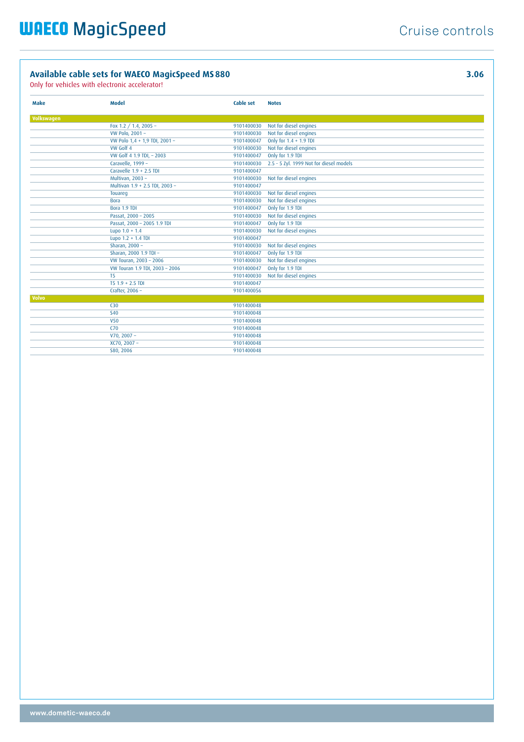## Available cable sets for WAECO MagicSpeed MS 880

3.06

Only for vehicles with electronic accelerator!

| Make | Model | Cable set | Notes |
|---|---|---|---|
| **Volkswagen** | | | |
| | Fox 1.2 / 1.4, 2005 – | 9101400030 | Not for diesel engines |
| | VW Polo, 2001 – | 9101400030 | Not for diesel engines |
| | VW Polo 1,4 + 1,9 TDI, 2001 – | 9101400047 | Only for 1.4 + 1.9 TDI |
| | VW Golf 4 | 9101400030 | Not for diesel engines |
| | VW Golf 4 1.9 TDI, – 2003 | 9101400047 | Only for 1.9 TDI |
| | Caravelle, 1999 – | 9101400030 | 2.5 - 5 Zyl. 1999 Not for diesel models |
| | Caravelle 1.9 + 2.5 TDI | 9101400047 | |
| | Multivan, 2003 – | 9101400030 | Not for diesel engines |
| | Multivan 1.9 + 2.5 TDI, 2003 – | 9101400047 | |
| | Touareg | 9101400030 | Not for diesel engines |
| | Bora | 9101400030 | Not for diesel engines |
| | Bora 1.9 TDI | 9101400047 | Only for 1.9 TDI |
| | Passat, 2000 – 2005 | 9101400030 | Not for diesel engines |
| | Passat, 2000 – 2005 1.9 TDI | 9101400047 | Only for 1.9 TDI |
| | Lupo 1.0 + 1.4 | 9101400030 | Not for diesel engines |
| | Lupo 1.2 + 1.4 TDI | 9101400047 | |
| | Sharan, 2000 – | 9101400030 | Not for diesel engines |
| | Sharan, 2000 1.9 TDI – | 9101400047 | Only for 1.9 TDI |
| | VW Touran, 2003 – 2006 | 9101400030 | Not for diesel engines |
| | VW Touran 1.9 TDI, 2003 – 2006 | 9101400047 | Only for 1.9 TDI |
| | T5 | 9101400030 | Not for diesel engines |
| | T5 1.9 + 2.5 TDI | 9101400047 | |
| | Crafter, 2006 – | 9101400056 | |
| **Volvo** | | | |
| | C30 | 9101400048 | |
| | S40 | 9101400048 | |
| | V50 | 9101400048 | |
| | C70 | 9101400048 | |
| | V70, 2007 – | 9101400048 | |
| | XC70, 2007 – | 9101400048 | |
| | S80, 2006 | 9101400048 | |